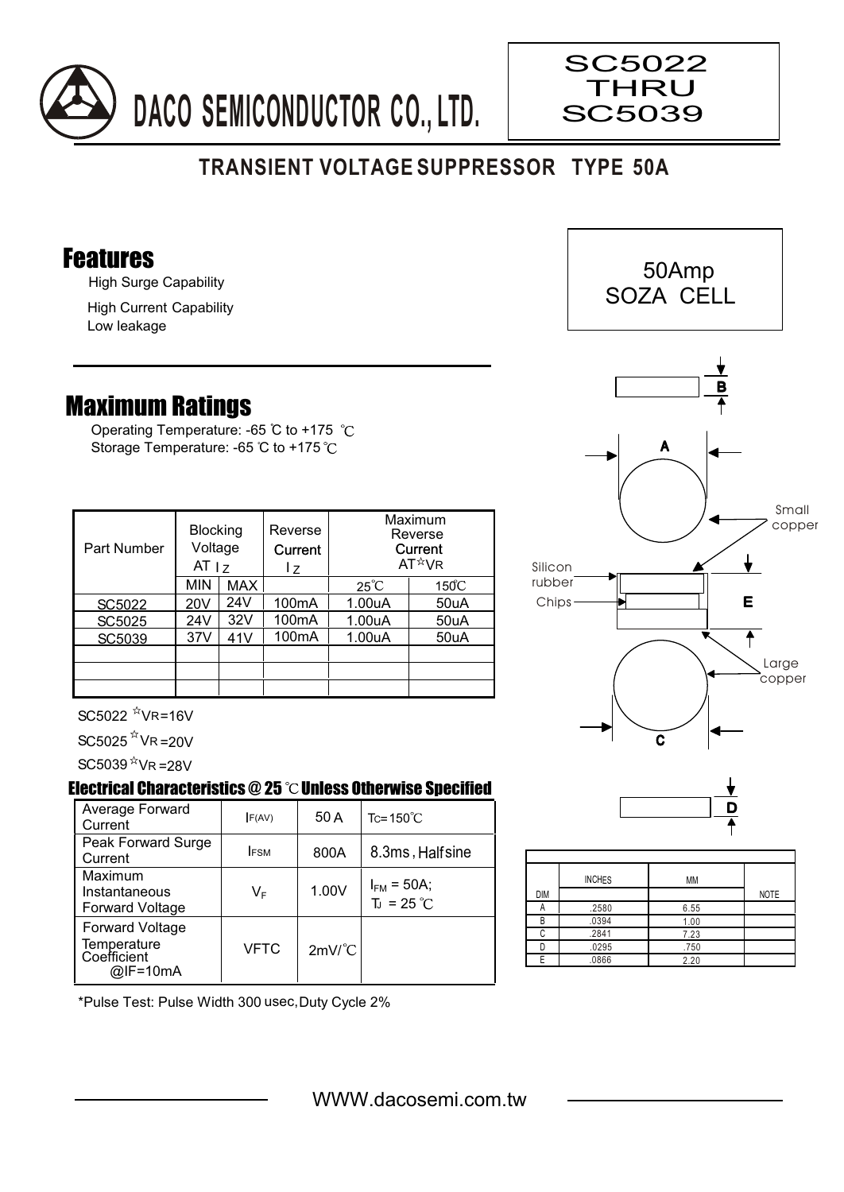# DACO SEMICONDUCTOR CO., LTD.

SC5022
THRU
SC5039

## TRANSIENT VOLTAGE SUPPRESSOR TYPE 50A

50Amp
SOZA CELL

## Features

- High Surge Capability
- High Current Capability
- Low leakage

## Maximum Ratings

Operating Temperature: -65 ℃ to +175 ℃
Storage Temperature: -65 ℃ to +175 ℃

| Part Number | Blocking Voltage AT $I_Z$ | | Reverse Current $I_Z$ | Maximum Reverse Current AT☆VR | |
|---|---|---|---|---|---|
| | MIN | MAX | | 25℃ | 150℃ |
| SC5022 | 20V | 24V | 100mA | 1.00uA | 50uA |
| SC5025 | 24V | 32V | 100mA | 1.00uA | 50uA |
| SC5039 | 37V | 41V | 100mA | 1.00uA | 50uA |
| | | | | | |
| | | | | | |
| | | | | | |

SC5022 ☆VR=16V

SC5025 ☆VR=20V

SC5039 ☆VR=28V

### Electrical Characteristics @ 25 ℃ Unless Otherwise Specified

| | | | |
|---|---|---|---|
| Average Forward Current | $I_{F(AV)}$ | 50 A | $T_C$=150℃ |
| Peak Forward Surge Current | $I_{FSM}$ | 800A | 8.3ms, Halfsine |
| Maximum Instantaneous Forward Voltage | $V_F$ | 1.00V | $I_{FM}$ = 50A; $T_J$ = 25 ℃ |
| Forward Voltage Temperature Coefficient @IF=10mA | VFTC | 2mV/℃ | |

*Pulse Test: Pulse Width 300 usec, Duty Cycle 2%

Small copper

Silicon rubber

Chips

Large copper

| DIM | INCHES | MM | NOTE |
|---|---|---|---|
| A | .2580 | 6.55 | |
| B | .0394 | 1.00 | |
| C | .2841 | 7.23 | |
| D | .0295 | .750 | |
| E | .0866 | 2.20 | |

WWW.dacosemi.com.tw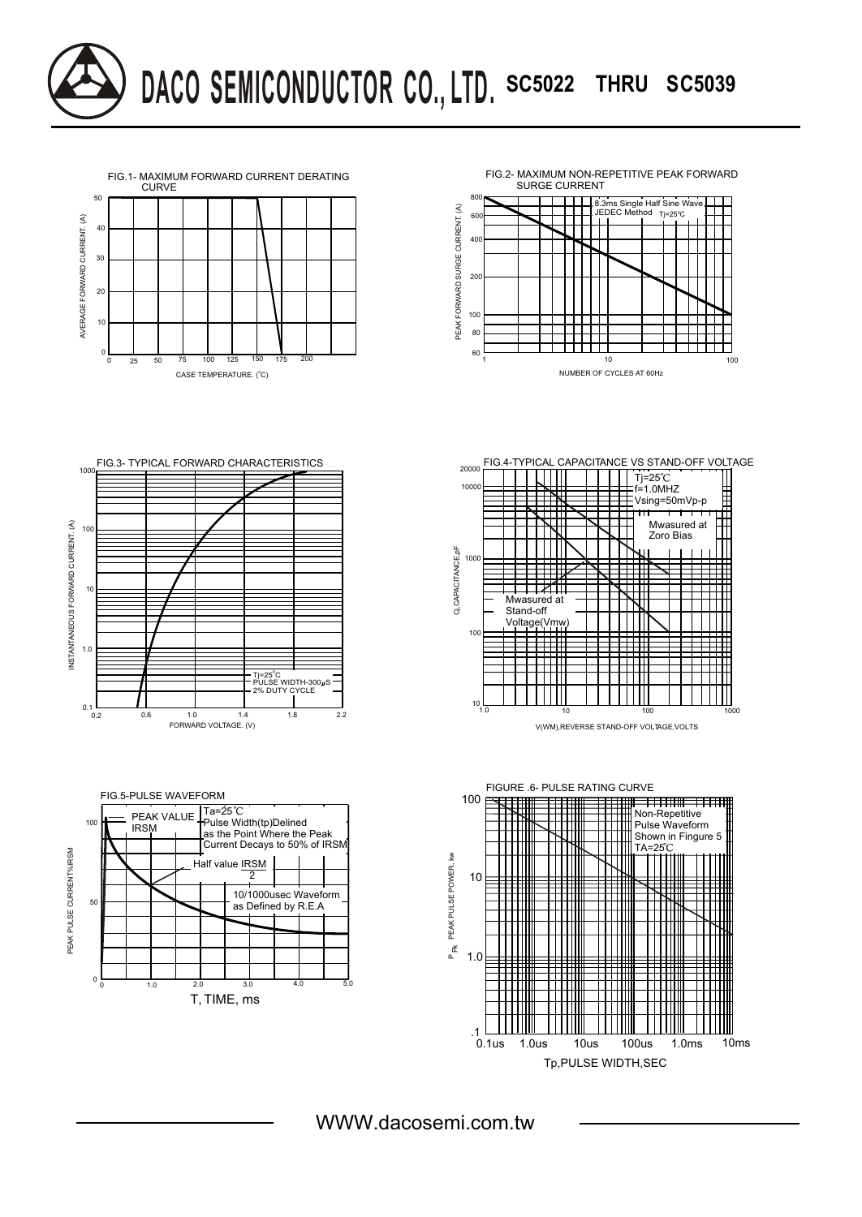# DACO SEMICONDUCTOR CO., LTD. SC5022 THRU SC5039

FIG.1- MAXIMUM FORWARD CURRENT DERATING CURVE

AVERAGE FORWARD CURRENT. (A)

50
40
30
20
10
0

0 25 50 75 100 125 150 175 200

CASE TEMPERATURE. (°C)

FIG.2- MAXIMUM NON-REPETITIVE PEAK FORWARD SURGE CURRENT

PEAK FORWARD SURGE CURRENT. (A)

8.3ms Single Half Sine Wave
JEDEC Method Tj=25°C

800
600
400
200
100
80
60

1 10 100

NUMBER OF CYCLES AT 60Hz

FIG.3- TYPICAL FORWARD CHARACTERISTICS

INSTANTANEOUS FORWARD CURRENT. (A)

1000
100
10
1.0
0.1

0.2 0.6 1.0 1.4 1.8 2.2

FORWARD VOLTAGE. (V)

Tj=25°C
PULSE WIDTH-300μS
2% DUTY CYCLE

FIG.4-TYPICAL CAPACITANCE VS STAND-OFF VOLTAGE

$C_J$,CAPACITANCE,pF

20000
10000
1000
100
10

1.0 10 100 1000

V(WM),REVERSE STAND-OFF VOLTAGE,VOLTS

Tj=25°C
f=1.0MHZ
Vsing=50mVp-p

Mwasured at
Zoro Bias

Mwasured at
Stand-off
Voltage(Vmw)

FIG.5-PULSE WAVEFORM

PEAK PULSE CURRENT%IRSM

100
50
0

0 1.0 2.0 3.0 4.0 5.0

T, TIME, ms

PEAK VALUE
IRSM

Ta=25°C
Pulse Width(tp)Delined
as the Point Where the Peak
Current Decays to 50% of IRSM

Half value IRSM/2

10/1000usec Waveform
as Defined by R.E.A

FIGURE .6- PULSE RATING CURVE

$P_{Pk}$ PEAK PULSE POWER, kw

100
10
1.0
.1

0.1us 1.0us 10us 100us 1.0ms 10ms

Tp,PULSE WIDTH,SEC

Non-Repetitive
Pulse Waveform
Shown in Fingure 5
TA=25°C

WWW.dacosemi.com.tw